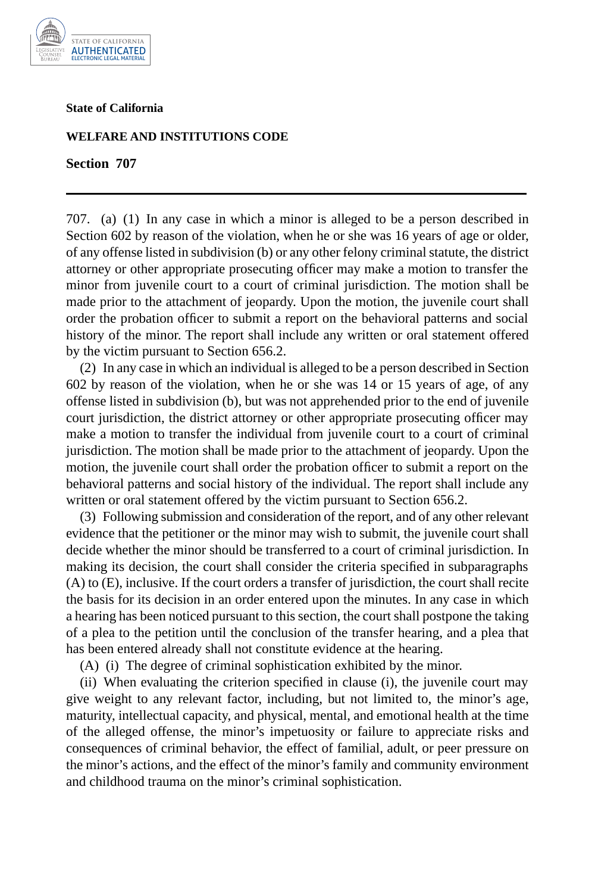**State of California**

**WELFARE AND INSTITUTIONS CODE**

**Section 707**

---

707. (a) (1) In any case in which a minor is alleged to be a person described in Section 602 by reason of the violation, when he or she was 16 years of age or older, of any offense listed in subdivision (b) or any other felony criminal statute, the district attorney or other appropriate prosecuting officer may make a motion to transfer the minor from juvenile court to a court of criminal jurisdiction. The motion shall be made prior to the attachment of jeopardy. Upon the motion, the juvenile court shall order the probation officer to submit a report on the behavioral patterns and social history of the minor. The report shall include any written or oral statement offered by the victim pursuant to Section 656.2.

(2) In any case in which an individual is alleged to be a person described in Section 602 by reason of the violation, when he or she was 14 or 15 years of age, of any offense listed in subdivision (b), but was not apprehended prior to the end of juvenile court jurisdiction, the district attorney or other appropriate prosecuting officer may make a motion to transfer the individual from juvenile court to a court of criminal jurisdiction. The motion shall be made prior to the attachment of jeopardy. Upon the motion, the juvenile court shall order the probation officer to submit a report on the behavioral patterns and social history of the individual. The report shall include any written or oral statement offered by the victim pursuant to Section 656.2.

(3) Following submission and consideration of the report, and of any other relevant evidence that the petitioner or the minor may wish to submit, the juvenile court shall decide whether the minor should be transferred to a court of criminal jurisdiction. In making its decision, the court shall consider the criteria specified in subparagraphs (A) to (E), inclusive. If the court orders a transfer of jurisdiction, the court shall recite the basis for its decision in an order entered upon the minutes. In any case in which a hearing has been noticed pursuant to this section, the court shall postpone the taking of a plea to the petition until the conclusion of the transfer hearing, and a plea that has been entered already shall not constitute evidence at the hearing.

(A) (i) The degree of criminal sophistication exhibited by the minor.

(ii) When evaluating the criterion specified in clause (i), the juvenile court may give weight to any relevant factor, including, but not limited to, the minor's age, maturity, intellectual capacity, and physical, mental, and emotional health at the time of the alleged offense, the minor's impetuosity or failure to appreciate risks and consequences of criminal behavior, the effect of familial, adult, or peer pressure on the minor's actions, and the effect of the minor's family and community environment and childhood trauma on the minor's criminal sophistication.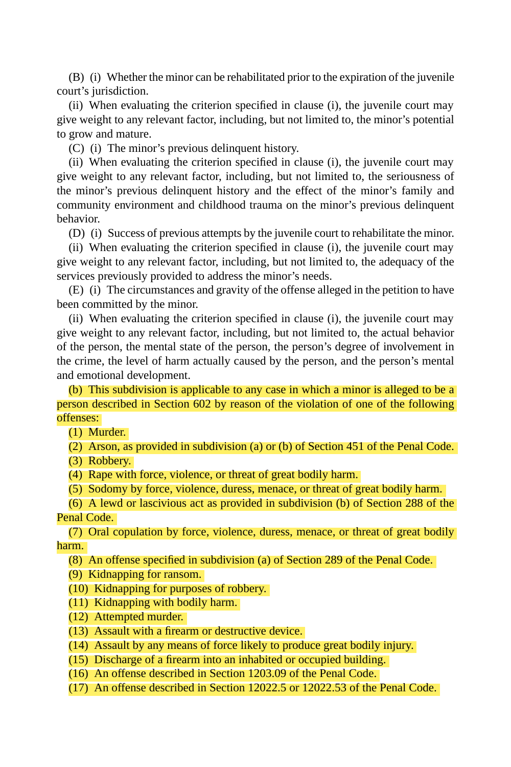(B) (i) Whether the minor can be rehabilitated prior to the expiration of the juvenile court's jurisdiction.

(ii) When evaluating the criterion specified in clause (i), the juvenile court may give weight to any relevant factor, including, but not limited to, the minor's potential to grow and mature.

(C) (i) The minor's previous delinquent history.

(ii) When evaluating the criterion specified in clause (i), the juvenile court may give weight to any relevant factor, including, but not limited to, the seriousness of the minor's previous delinquent history and the effect of the minor's family and community environment and childhood trauma on the minor's previous delinquent behavior.

(D) (i) Success of previous attempts by the juvenile court to rehabilitate the minor.

(ii) When evaluating the criterion specified in clause (i), the juvenile court may give weight to any relevant factor, including, but not limited to, the adequacy of the services previously provided to address the minor's needs.

(E) (i) The circumstances and gravity of the offense alleged in the petition to have been committed by the minor.

(ii) When evaluating the criterion specified in clause (i), the juvenile court may give weight to any relevant factor, including, but not limited to, the actual behavior of the person, the mental state of the person, the person's degree of involvement in the crime, the level of harm actually caused by the person, and the person's mental and emotional development.

(b) This subdivision is applicable to any case in which a minor is alleged to be a person described in Section 602 by reason of the violation of one of the following offenses:

(1) Murder.

(2) Arson, as provided in subdivision (a) or (b) of Section 451 of the Penal Code.

(3) Robbery.

(4) Rape with force, violence, or threat of great bodily harm.

(5) Sodomy by force, violence, duress, menace, or threat of great bodily harm.

(6) A lewd or lascivious act as provided in subdivision (b) of Section 288 of the Penal Code.

(7) Oral copulation by force, violence, duress, menace, or threat of great bodily harm.

(8) An offense specified in subdivision (a) of Section 289 of the Penal Code.

(9) Kidnapping for ransom.

(10) Kidnapping for purposes of robbery.

(11) Kidnapping with bodily harm.

(12) Attempted murder.

(13) Assault with a firearm or destructive device.

(14) Assault by any means of force likely to produce great bodily injury.

(15) Discharge of a firearm into an inhabited or occupied building.

(16) An offense described in Section 1203.09 of the Penal Code.

(17) An offense described in Section 12022.5 or 12022.53 of the Penal Code.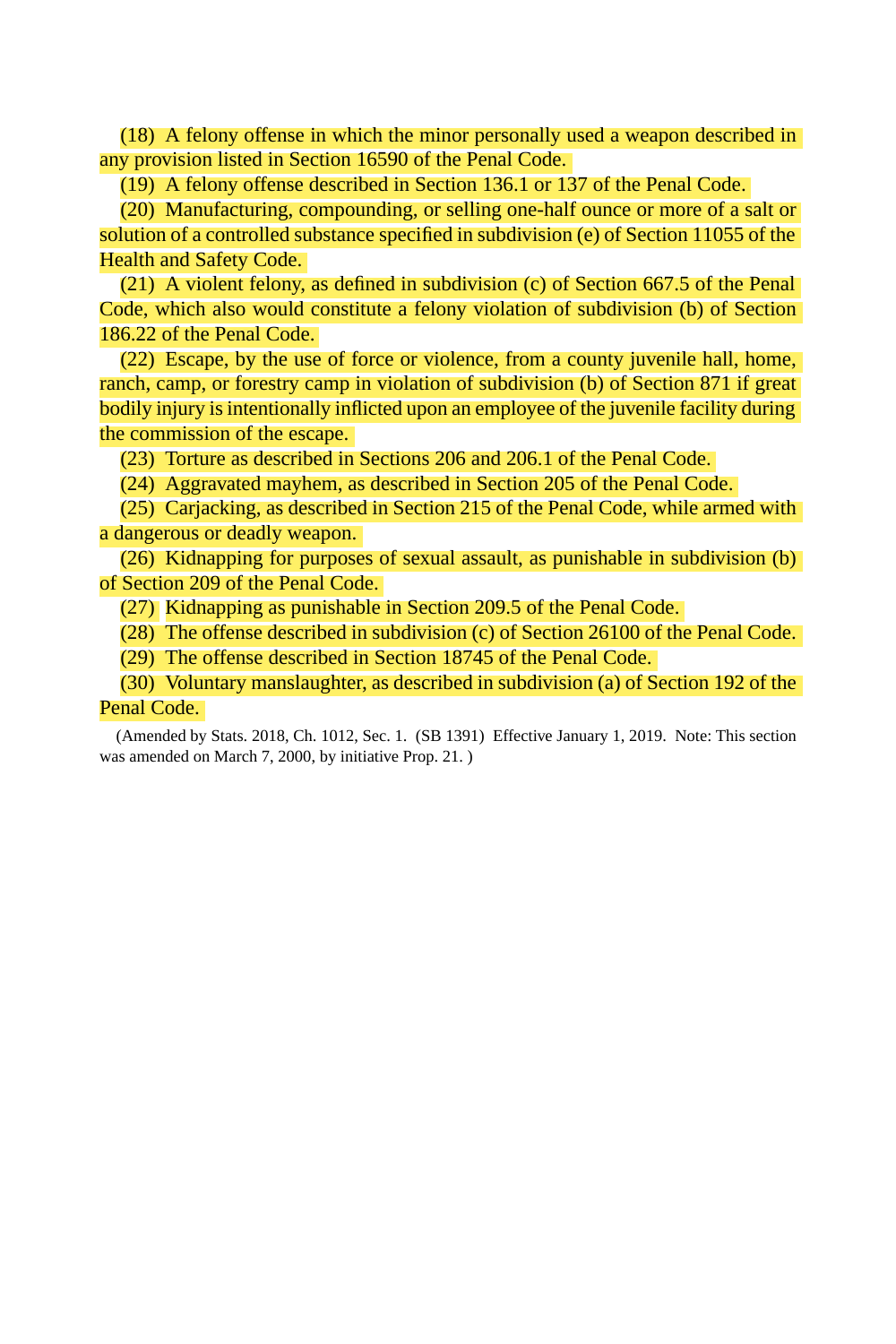(18) A felony offense in which the minor personally used a weapon described in any provision listed in Section 16590 of the Penal Code.

(19) A felony offense described in Section 136.1 or 137 of the Penal Code.

(20) Manufacturing, compounding, or selling one-half ounce or more of a salt or solution of a controlled substance specified in subdivision (e) of Section 11055 of the Health and Safety Code.

(21) A violent felony, as defined in subdivision (c) of Section 667.5 of the Penal Code, which also would constitute a felony violation of subdivision (b) of Section 186.22 of the Penal Code.

(22) Escape, by the use of force or violence, from a county juvenile hall, home, ranch, camp, or forestry camp in violation of subdivision (b) of Section 871 if great bodily injury is intentionally inflicted upon an employee of the juvenile facility during the commission of the escape.

(23) Torture as described in Sections 206 and 206.1 of the Penal Code.

(24) Aggravated mayhem, as described in Section 205 of the Penal Code.

(25) Carjacking, as described in Section 215 of the Penal Code, while armed with a dangerous or deadly weapon.

(26) Kidnapping for purposes of sexual assault, as punishable in subdivision (b) of Section 209 of the Penal Code.

(27) Kidnapping as punishable in Section 209.5 of the Penal Code.

(28) The offense described in subdivision (c) of Section 26100 of the Penal Code.

(29) The offense described in Section 18745 of the Penal Code.

(30) Voluntary manslaughter, as described in subdivision (a) of Section 192 of the Penal Code.

(Amended by Stats. 2018, Ch. 1012, Sec. 1. (SB 1391) Effective January 1, 2019. Note: This section was amended on March 7, 2000, by initiative Prop. 21. )